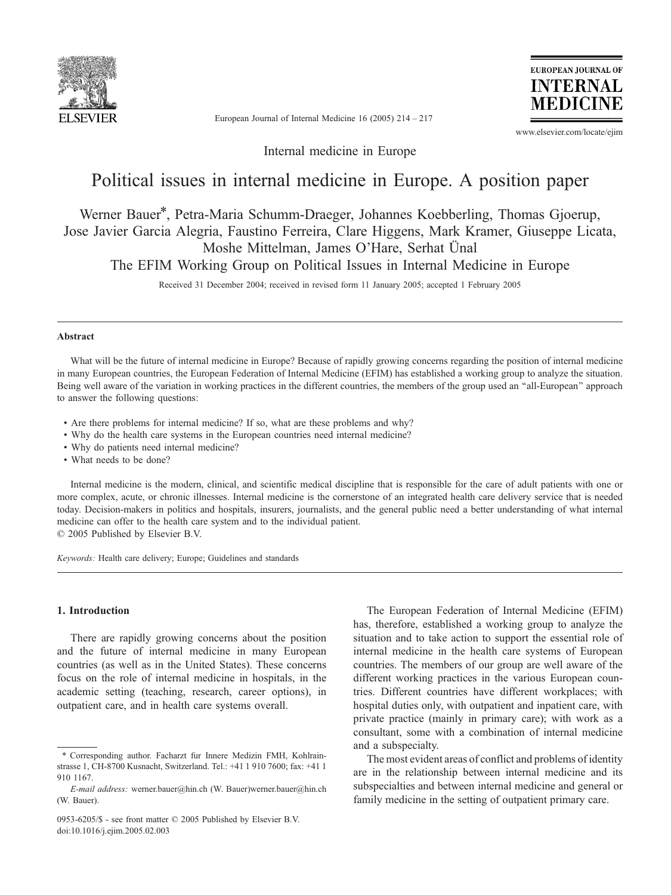Internal medicine in Europe

# Political issues in internal medicine in Europe. A position paper

Werner Bauer*, Petra-Maria Schumm-Draeger, Johannes Koebberling, Thomas Gjoerup, Jose Javier Garcia Alegria, Faustino Ferreira, Clare Higgens, Mark Kramer, Giuseppe Licata, Moshe Mittelman, James O'Hare, Serhat Ünal

The EFIM Working Group on Political Issues in Internal Medicine in Europe

Received 31 December 2004; received in revised form 11 January 2005; accepted 1 February 2005

## Abstract

What will be the future of internal medicine in Europe? Because of rapidly growing concerns regarding the position of internal medicine in many European countries, the European Federation of Internal Medicine (EFIM) has established a working group to analyze the situation. Being well aware of the variation in working practices in the different countries, the members of the group used an "all-European" approach to answer the following questions:

- Are there problems for internal medicine? If so, what are these problems and why?
- Why do the health care systems in the European countries need internal medicine?
- Why do patients need internal medicine?
- What needs to be done?

Internal medicine is the modern, clinical, and scientific medical discipline that is responsible for the care of adult patients with one or more complex, acute, or chronic illnesses. Internal medicine is the cornerstone of an integrated health care delivery service that is needed today. Decision-makers in politics and hospitals, insurers, journalists, and the general public need a better understanding of what internal medicine can offer to the health care system and to the individual patient.

© 2005 Published by Elsevier B.V.

*Keywords:* Health care delivery; Europe; Guidelines and standards

## 1. Introduction

There are rapidly growing concerns about the position and the future of internal medicine in many European countries (as well as in the United States). These concerns focus on the role of internal medicine in hospitals, in the academic setting (teaching, research, career options), in outpatient care, and in health care systems overall.

The European Federation of Internal Medicine (EFIM) has, therefore, established a working group to analyze the situation and to take action to support the essential role of internal medicine in the health care systems of European countries. The members of our group are well aware of the different working practices in the various European countries. Different countries have different workplaces; with hospital duties only, with outpatient and inpatient care, with private practice (mainly in primary care); with work as a consultant, some with a combination of internal medicine and a subspecialty.

The most evident areas of conflict and problems of identity are in the relationship between internal medicine and its subspecialties and between internal medicine and general or family medicine in the setting of outpatient primary care.

* Corresponding author. Facharzt fur Innere Medizin FMH, Kohlrainstrasse 1, CH-8700 Kusnacht, Switzerland. Tel.: +41 1 910 7600; fax: +41 1 910 1167.

*E-mail address:* werner.bauer@hin.ch (W. Bauer)werner.bauer@hin.ch (W. Bauer).

0953-6205/$ - see front matter © 2005 Published by Elsevier B.V.
doi:10.1016/j.ejim.2005.02.003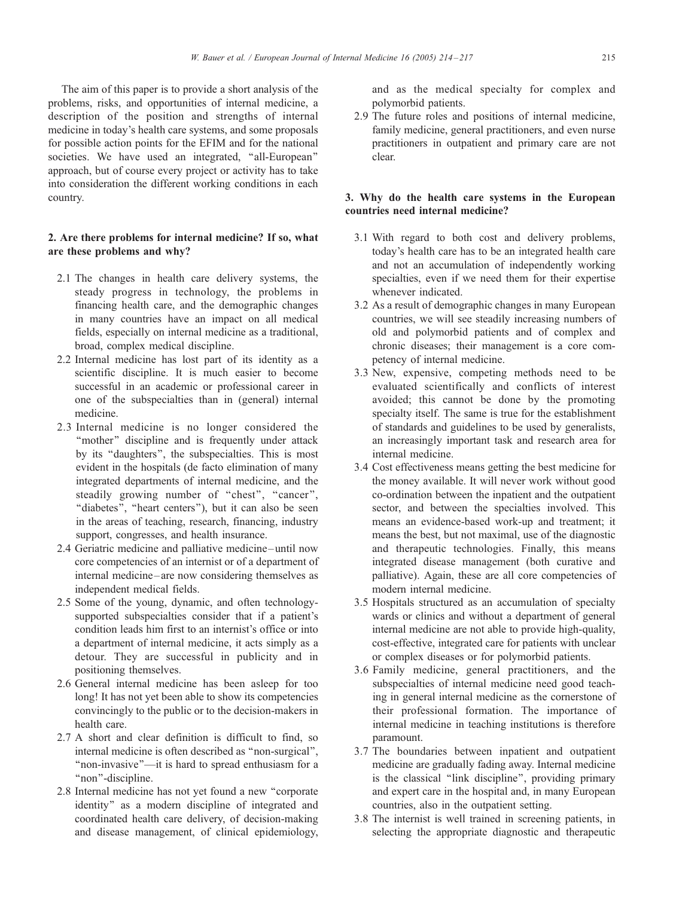The aim of this paper is to provide a short analysis of the problems, risks, and opportunities of internal medicine, a description of the position and strengths of internal medicine in today's health care systems, and some proposals for possible action points for the EFIM and for the national societies. We have used an integrated, "all-European" approach, but of course every project or activity has to take into consideration the different working conditions in each country.

## 2. Are there problems for internal medicine? If so, what are these problems and why?

2.1 The changes in health care delivery systems, the steady progress in technology, the problems in financing health care, and the demographic changes in many countries have an impact on all medical fields, especially on internal medicine as a traditional, broad, complex medical discipline.

2.2 Internal medicine has lost part of its identity as a scientific discipline. It is much easier to become successful in an academic or professional career in one of the subspecialties than in (general) internal medicine.

2.3 Internal medicine is no longer considered the "mother" discipline and is frequently under attack by its "daughters", the subspecialties. This is most evident in the hospitals (de facto elimination of many integrated departments of internal medicine, and the steadily growing number of "chest", "cancer", "diabetes", "heart centers"), but it can also be seen in the areas of teaching, research, financing, industry support, congresses, and health insurance.

2.4 Geriatric medicine and palliative medicine – until now core competencies of an internist or of a department of internal medicine – are now considering themselves as independent medical fields.

2.5 Some of the young, dynamic, and often technology-supported subspecialties consider that if a patient's condition leads him first to an internist's office or into a department of internal medicine, it acts simply as a detour. They are successful in publicity and in positioning themselves.

2.6 General internal medicine has been asleep for too long! It has not yet been able to show its competencies convincingly to the public or to the decision-makers in health care.

2.7 A short and clear definition is difficult to find, so internal medicine is often described as "non-surgical", "non-invasive"—it is hard to spread enthusiasm for a "non"-discipline.

2.8 Internal medicine has not yet found a new "corporate identity" as a modern discipline of integrated and coordinated health care delivery, of decision-making and disease management, of clinical epidemiology, and as the medical specialty for complex and polymorbid patients.

2.9 The future roles and positions of internal medicine, family medicine, general practitioners, and even nurse practitioners in outpatient and primary care are not clear.

## 3. Why do the health care systems in the European countries need internal medicine?

3.1 With regard to both cost and delivery problems, today's health care has to be an integrated health care and not an accumulation of independently working specialties, even if we need them for their expertise whenever indicated.

3.2 As a result of demographic changes in many European countries, we will see steadily increasing numbers of old and polymorbid patients and of complex and chronic diseases; their management is a core competency of internal medicine.

3.3 New, expensive, competing methods need to be evaluated scientifically and conflicts of interest avoided; this cannot be done by the promoting specialty itself. The same is true for the establishment of standards and guidelines to be used by generalists, an increasingly important task and research area for internal medicine.

3.4 Cost effectiveness means getting the best medicine for the money available. It will never work without good co-ordination between the inpatient and the outpatient sector, and between the specialties involved. This means an evidence-based work-up and treatment; it means the best, but not maximal, use of the diagnostic and therapeutic technologies. Finally, this means integrated disease management (both curative and palliative). Again, these are all core competencies of modern internal medicine.

3.5 Hospitals structured as an accumulation of specialty wards or clinics and without a department of general internal medicine are not able to provide high-quality, cost-effective, integrated care for patients with unclear or complex diseases or for polymorbid patients.

3.6 Family medicine, general practitioners, and the subspecialties of internal medicine need good teaching in general internal medicine as the cornerstone of their professional formation. The importance of internal medicine in teaching institutions is therefore paramount.

3.7 The boundaries between inpatient and outpatient medicine are gradually fading away. Internal medicine is the classical "link discipline", providing primary and expert care in the hospital and, in many European countries, also in the outpatient setting.

3.8 The internist is well trained in screening patients, in selecting the appropriate diagnostic and therapeutic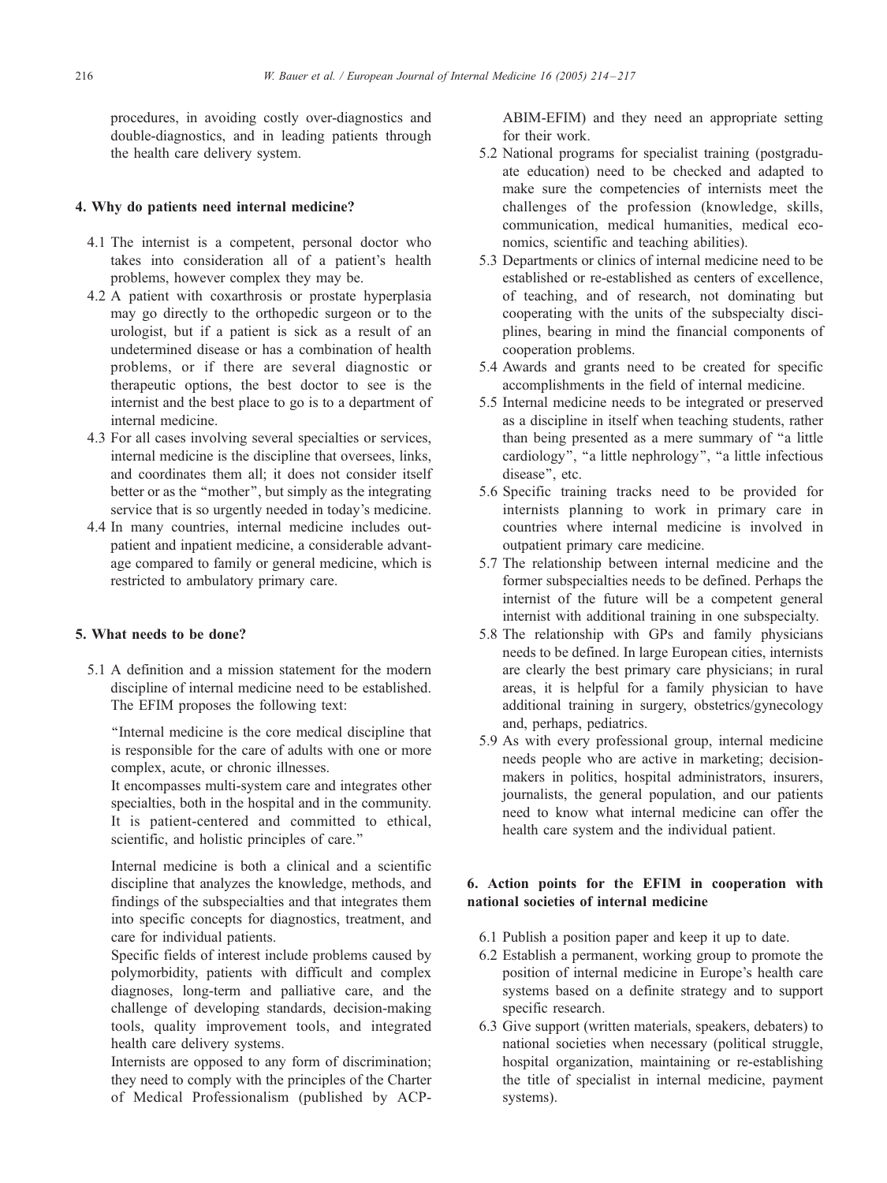procedures, in avoiding costly over-diagnostics and double-diagnostics, and in leading patients through the health care delivery system.

## 4. Why do patients need internal medicine?

4.1 The internist is a competent, personal doctor who takes into consideration all of a patient's health problems, however complex they may be.

4.2 A patient with coxarthrosis or prostate hyperplasia may go directly to the orthopedic surgeon or to the urologist, but if a patient is sick as a result of an undetermined disease or has a combination of health problems, or if there are several diagnostic or therapeutic options, the best doctor to see is the internist and the best place to go is to a department of internal medicine.

4.3 For all cases involving several specialties or services, internal medicine is the discipline that oversees, links, and coordinates them all; it does not consider itself better or as the "mother", but simply as the integrating service that is so urgently needed in today's medicine.

4.4 In many countries, internal medicine includes outpatient and inpatient medicine, a considerable advantage compared to family or general medicine, which is restricted to ambulatory primary care.

## 5. What needs to be done?

5.1 A definition and a mission statement for the modern discipline of internal medicine need to be established. The EFIM proposes the following text:

"Internal medicine is the core medical discipline that is responsible for the care of adults with one or more complex, acute, or chronic illnesses.
It encompasses multi-system care and integrates other specialties, both in the hospital and in the community. It is patient-centered and committed to ethical, scientific, and holistic principles of care."

Internal medicine is both a clinical and a scientific discipline that analyzes the knowledge, methods, and findings of the subspecialties and that integrates them into specific concepts for diagnostics, treatment, and care for individual patients.
Specific fields of interest include problems caused by polymorbidity, patients with difficult and complex diagnoses, long-term and palliative care, and the challenge of developing standards, decision-making tools, quality improvement tools, and integrated health care delivery systems.
Internists are opposed to any form of discrimination; they need to comply with the principles of the Charter of Medical Professionalism (published by ACP-ABIM-EFIM) and they need an appropriate setting for their work.

5.2 National programs for specialist training (postgraduate education) need to be checked and adapted to make sure the competencies of internists meet the challenges of the profession (knowledge, skills, communication, medical humanities, medical economics, scientific and teaching abilities).

5.3 Departments or clinics of internal medicine need to be established or re-established as centers of excellence, of teaching, and of research, not dominating but cooperating with the units of the subspecialty disciplines, bearing in mind the financial components of cooperation problems.

5.4 Awards and grants need to be created for specific accomplishments in the field of internal medicine.

5.5 Internal medicine needs to be integrated or preserved as a discipline in itself when teaching students, rather than being presented as a mere summary of "a little cardiology", "a little nephrology", "a little infectious disease", etc.

5.6 Specific training tracks need to be provided for internists planning to work in primary care in countries where internal medicine is involved in outpatient primary care medicine.

5.7 The relationship between internal medicine and the former subspecialties needs to be defined. Perhaps the internist of the future will be a competent general internist with additional training in one subspecialty.

5.8 The relationship with GPs and family physicians needs to be defined. In large European cities, internists are clearly the best primary care physicians; in rural areas, it is helpful for a family physician to have additional training in surgery, obstetrics/gynecology and, perhaps, pediatrics.

5.9 As with every professional group, internal medicine needs people who are active in marketing; decision-makers in politics, hospital administrators, insurers, journalists, the general population, and our patients need to know what internal medicine can offer the health care system and the individual patient.

## 6. Action points for the EFIM in cooperation with national societies of internal medicine

6.1 Publish a position paper and keep it up to date.

6.2 Establish a permanent, working group to promote the position of internal medicine in Europe's health care systems based on a definite strategy and to support specific research.

6.3 Give support (written materials, speakers, debaters) to national societies when necessary (political struggle, hospital organization, maintaining or re-establishing the title of specialist in internal medicine, payment systems).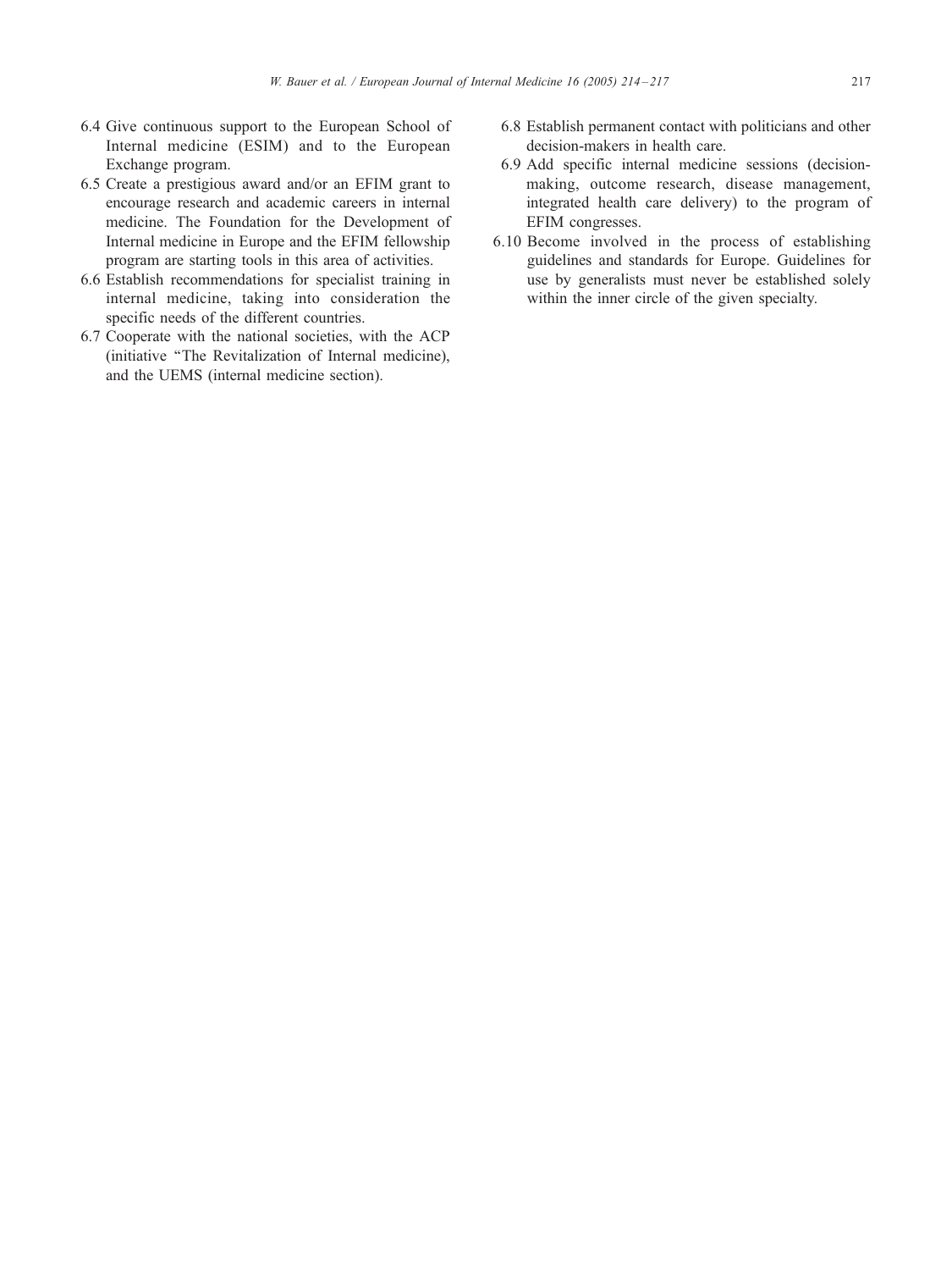6.4 Give continuous support to the European School of Internal medicine (ESIM) and to the European Exchange program.

6.5 Create a prestigious award and/or an EFIM grant to encourage research and academic careers in internal medicine. The Foundation for the Development of Internal medicine in Europe and the EFIM fellowship program are starting tools in this area of activities.

6.6 Establish recommendations for specialist training in internal medicine, taking into consideration the specific needs of the different countries.

6.7 Cooperate with the national societies, with the ACP (initiative "The Revitalization of Internal medicine), and the UEMS (internal medicine section).

6.8 Establish permanent contact with politicians and other decision-makers in health care.

6.9 Add specific internal medicine sessions (decision-making, outcome research, disease management, integrated health care delivery) to the program of EFIM congresses.

6.10 Become involved in the process of establishing guidelines and standards for Europe. Guidelines for use by generalists must never be established solely within the inner circle of the given specialty.